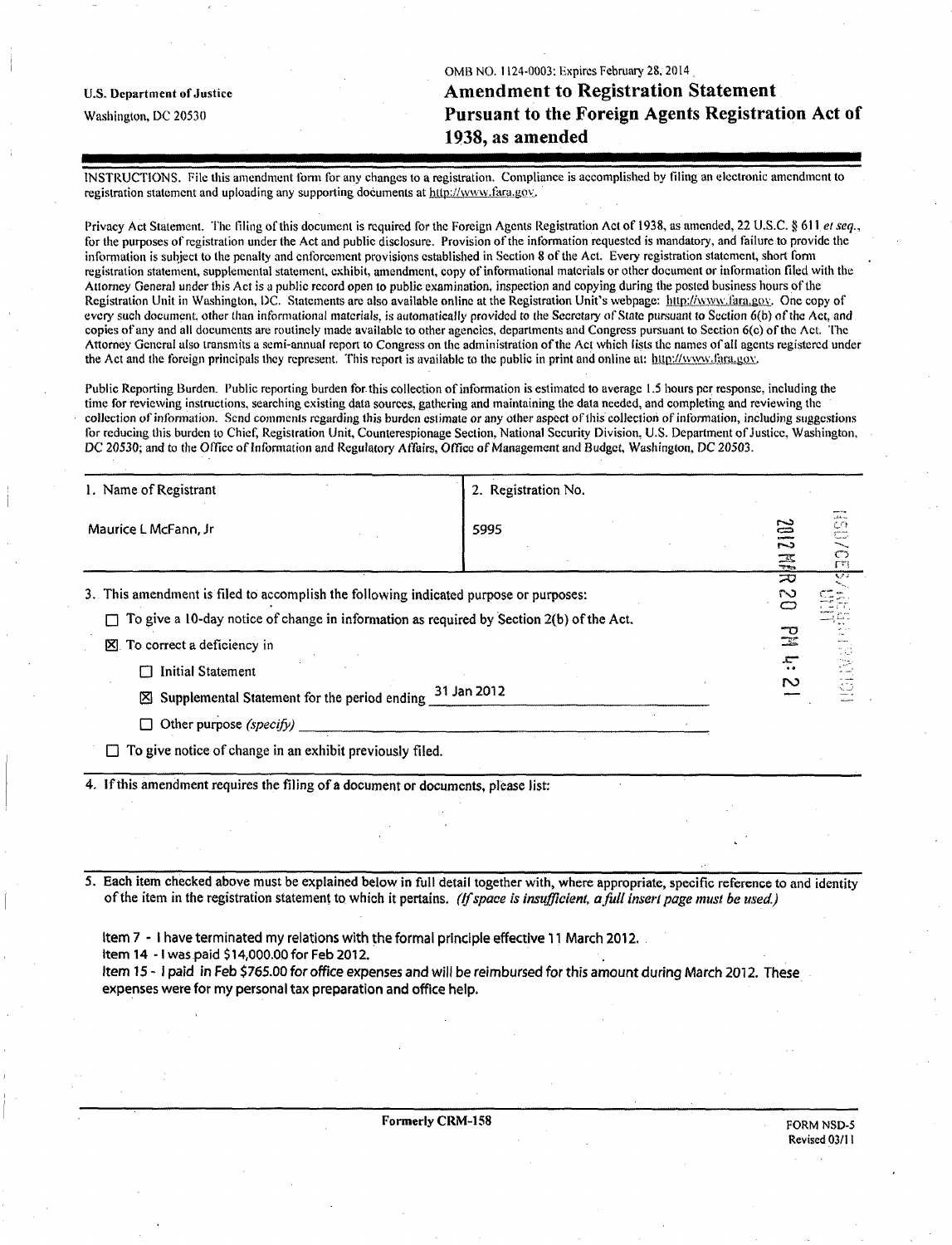U.S. Department of Justice
Washington, DC 20530

OMB NO. 1124-0003; Expires February 28, 2014

# Amendment to Registration Statement Pursuant to the Foreign Agents Registration Act of 1938, as amended

INSTRUCTIONS. File this amendment form for any changes to a registration. Compliance is accomplished by filing an electronic amendment to registration statement and uploading any supporting documents at http://www.fara.gov.

Privacy Act Statement. The filing of this document is required for the Foreign Agents Registration Act of 1938, as amended, 22 U.S.C. § 611 *et seq.*, for the purposes of registration under the Act and public disclosure. Provision of the information requested is mandatory, and failure to provide the information is subject to the penalty and enforcement provisions established in Section 8 of the Act. Every registration statement, short form registration statement, supplemental statement, exhibit, amendment, copy of informational materials or other document or information filed with the Attorney General under this Act is a public record open to public examination, inspection and copying during the posted business hours of the Registration Unit in Washington, DC. Statements are also available online at the Registration Unit's webpage: http://www.fara.gov. One copy of every such document, other than informational materials, is automatically provided to the Secretary of State pursuant to Section 6(b) of the Act, and copies of any and all documents are routinely made available to other agencies, departments and Congress pursuant to Section 6(c) of the Act. The Attorney General also transmits a semi-annual report to Congress on the administration of the Act which lists the names of all agents registered under the Act and the foreign principals they represent. This report is available to the public in print and online at: http://www.fara.gov.

Public Reporting Burden. Public reporting burden for this collection of information is estimated to average 1.5 hours per response, including the time for reviewing instructions, searching existing data sources, gathering and maintaining the data needed, and completing and reviewing the collection of information. Send comments regarding this burden estimate or any other aspect of this collection of information, including suggestions for reducing this burden to Chief, Registration Unit, Counterespionage Section, National Security Division, U.S. Department of Justice, Washington, DC 20530; and to the Office of Information and Regulatory Affairs, Office of Management and Budget, Washington, DC 20503.

| 1. Name of Registrant | 2. Registration No. |
|---|---|
| Maurice L McFann, Jr | 5995 |

2012 MAR 20 PM 4:21

NSD/CES/REGISTRATION UNIT

3. This amendment is filed to accomplish the following indicated purpose or purposes:

☐ To give a 10-day notice of change in information as required by Section 2(b) of the Act.

☒ To correct a deficiency in

☐ Initial Statement

☒ Supplemental Statement for the period ending 31 Jan 2012

☐ Other purpose *(specify)* \_\_\_\_\_\_\_\_\_\_

☐ To give notice of change in an exhibit previously filed.

4. If this amendment requires the filing of a document or documents, please list:

5. Each item checked above must be explained below in full detail together with, where appropriate, specific reference to and identity of the item in the registration statement to which it pertains. *(If space is insufficient, a full insert page must be used.)*

Item 7 - I have terminated my relations with the formal principle effective 11 March 2012.
Item 14 - I was paid $14,000.00 for Feb 2012.
Item 15 - I paid in Feb $765.00 for office expenses and will be reimbursed for this amount during March 2012. These expenses were for my personal tax preparation and office help.

Formerly CRM-158

FORM NSD-5
Revised 03/11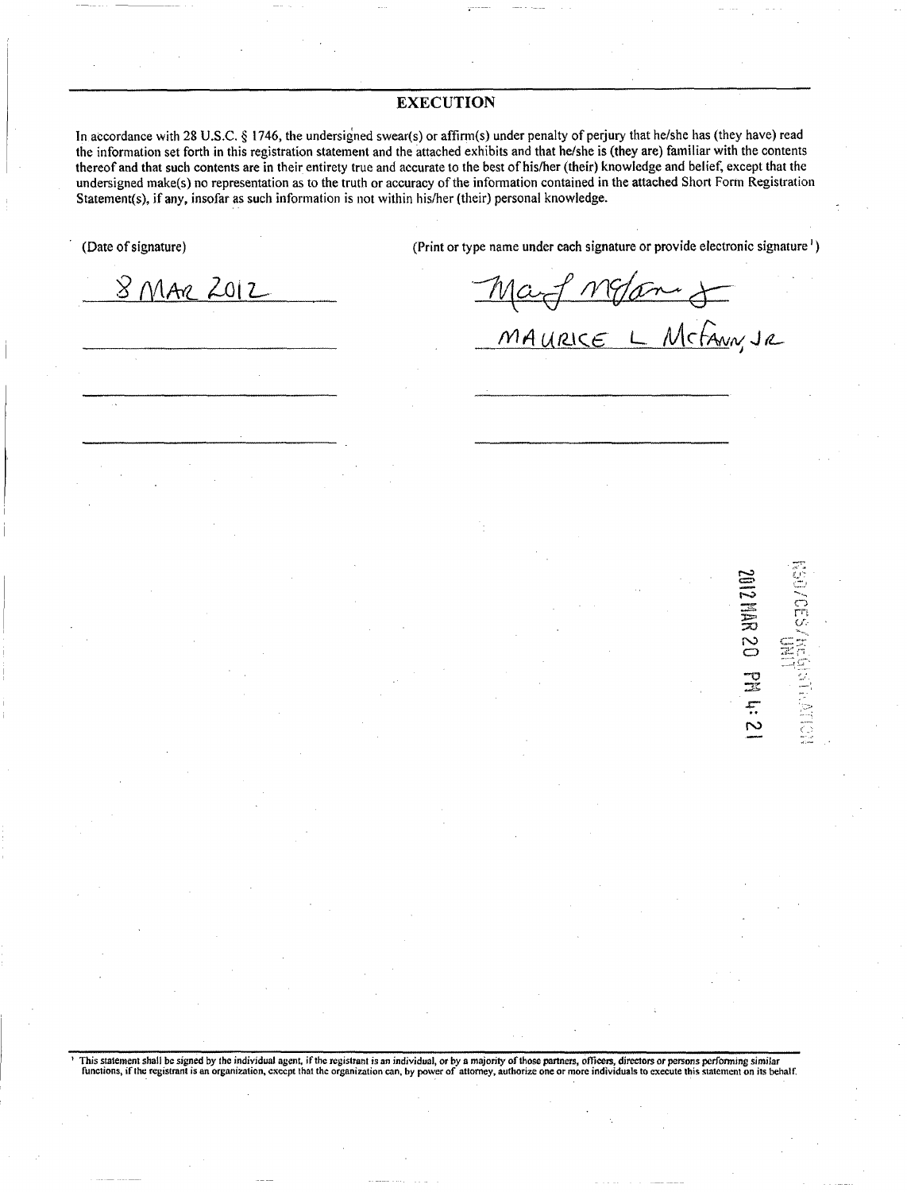## EXECUTION

In accordance with 28 U.S.C. § 1746, the undersigned swear(s) or affirm(s) under penalty of perjury that he/she has (they have) read the information set forth in this registration statement and the attached exhibits and that he/she is (they are) familiar with the contents thereof and that such contents are in their entirety true and accurate to the best of his/her (their) knowledge and belief, except that the undersigned make(s) no representation as to the truth or accuracy of the information contained in the attached Short Form Registration Statement(s), if any, insofar as such information is not within his/her (their) personal knowledge.

| (Date of signature) | (Print or type name under each signature or provide electronic signature[1]) |
| --- | --- |
| 8 MAR 2012 | MAURICE L McFANN, JR |
| | |
| | |
| | |

NSD/CES/REGISTRATION UNIT
2012 MAR 20 PM 4:21

[1] This statement shall be signed by the individual agent, if the registrant is an individual, or by a majority of those partners, officers, directors or persons performing similar functions, if the registrant is an organization, except that the organization can, by power of attorney, authorize one or more individuals to execute this statement on its behalf.